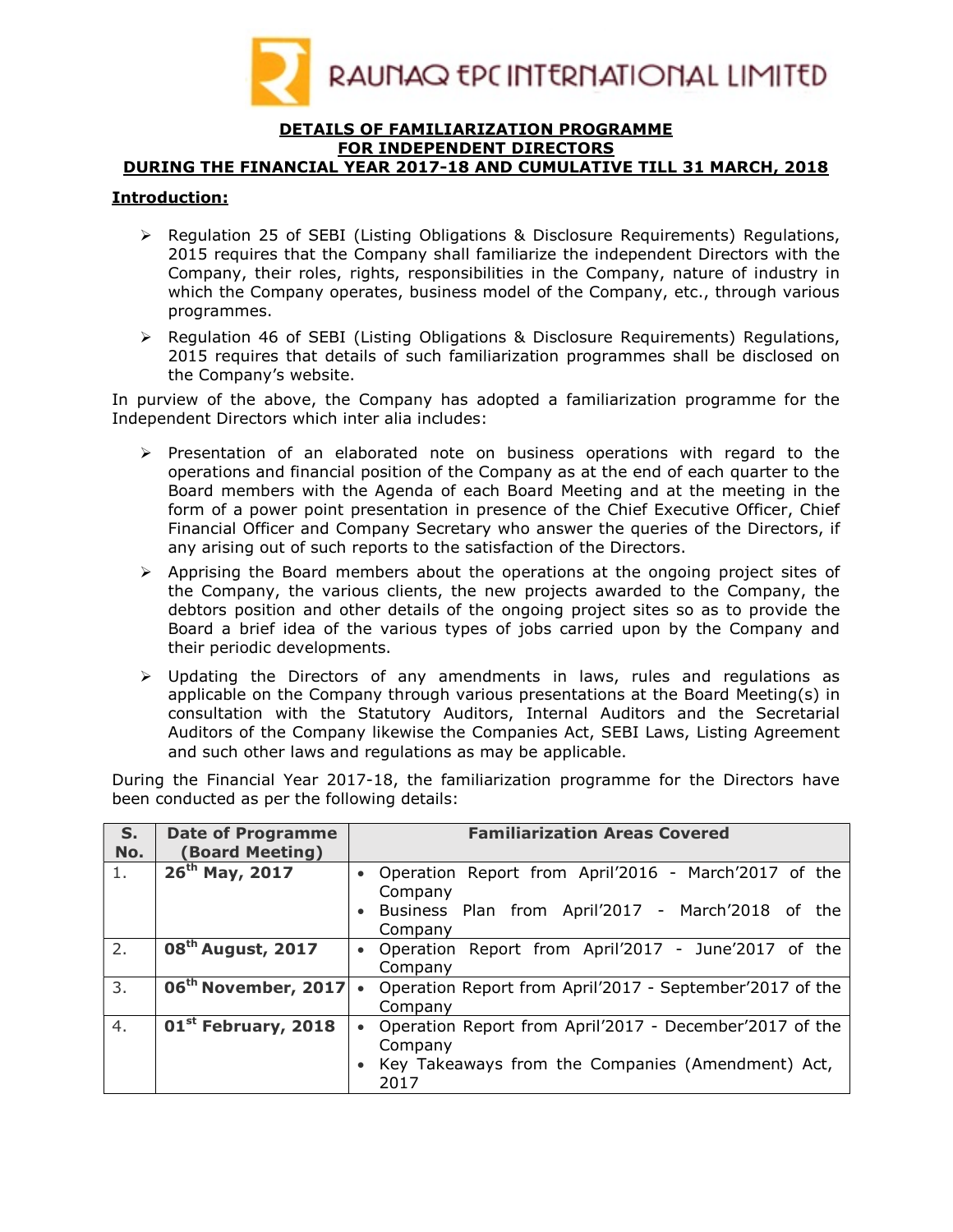RAUNAQ EPC INTERNATIONAL LIMITED

# DETAILS OF FAMILIARIZATION PROGRAMME FOR INDEPENDENT DIRECTORS DURING THE FINANCIAL YEAR 2017-18 AND CUMULATIVE TILL 31 MARCH, 2018

## Introduction:

- Regulation 25 of SEBI (Listing Obligations & Disclosure Requirements) Regulations, 2015 requires that the Company shall familiarize the independent Directors with the Company, their roles, rights, responsibilities in the Company, nature of industry in which the Company operates, business model of the Company, etc., through various programmes.
- Regulation 46 of SEBI (Listing Obligations & Disclosure Requirements) Regulations, 2015 requires that details of such familiarization programmes shall be disclosed on the Company's website.

In purview of the above, the Company has adopted a familiarization programme for the Independent Directors which inter alia includes:

- Presentation of an elaborated note on business operations with regard to the operations and financial position of the Company as at the end of each quarter to the Board members with the Agenda of each Board Meeting and at the meeting in the form of a power point presentation in presence of the Chief Executive Officer, Chief Financial Officer and Company Secretary who answer the queries of the Directors, if any arising out of such reports to the satisfaction of the Directors.
- Apprising the Board members about the operations at the ongoing project sites of the Company, the various clients, the new projects awarded to the Company, the debtors position and other details of the ongoing project sites so as to provide the Board a brief idea of the various types of jobs carried upon by the Company and their periodic developments.
- Updating the Directors of any amendments in laws, rules and regulations as applicable on the Company through various presentations at the Board Meeting(s) in consultation with the Statutory Auditors, Internal Auditors and the Secretarial Auditors of the Company likewise the Companies Act, SEBI Laws, Listing Agreement and such other laws and regulations as may be applicable.

During the Financial Year 2017-18, the familiarization programme for the Directors have been conducted as per the following details:

| S. No. | Date of Programme (Board Meeting) | Familiarization Areas Covered |
|---|---|---|
| 1. | 26th May, 2017 | • Operation Report from April'2016 - March'2017 of the Company<br>• Business Plan from April'2017 - March'2018 of the Company |
| 2. | 08th August, 2017 | • Operation Report from April'2017 - June'2017 of the Company |
| 3. | 06th November, 2017 | • Operation Report from April'2017 - September'2017 of the Company |
| 4. | 01st February, 2018 | • Operation Report from April'2017 - December'2017 of the Company<br>• Key Takeaways from the Companies (Amendment) Act, 2017 |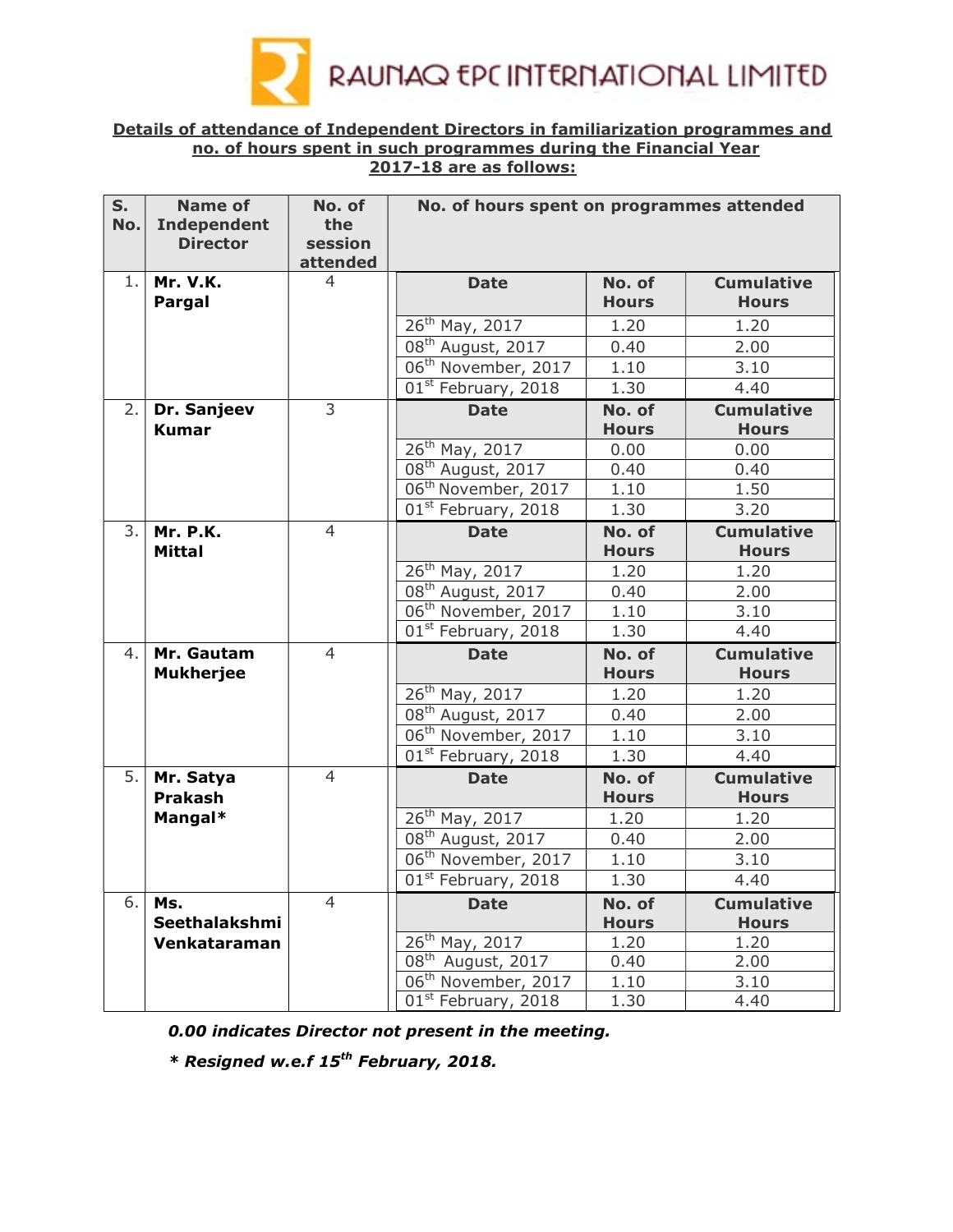RAUNAQ EPC INTERNATIONAL LIMITED

**Details of attendance of Independent Directors in familiarization programmes and no. of hours spent in such programmes during the Financial Year 2017-18 are as follows:**

| S. No. | Name of Independent Director | No. of the session attended | No. of hours spent on programmes attended | | |
|---|---|---|---|---|---|
| | | | **Date** | **No. of Hours** | **Cumulative Hours** |
| 1. | **Mr. V.K. Pargal** | 4 | 26th May, 2017 | 1.20 | 1.20 |
| | | | 08th August, 2017 | 0.40 | 2.00 |
| | | | 06th November, 2017 | 1.10 | 3.10 |
| | | | 01st February, 2018 | 1.30 | 4.40 |
| 2. | **Dr. Sanjeev Kumar** | 3 | 26th May, 2017 | 0.00 | 0.00 |
| | | | 08th August, 2017 | 0.40 | 0.40 |
| | | | 06th November, 2017 | 1.10 | 1.50 |
| | | | 01st February, 2018 | 1.30 | 3.20 |
| 3. | **Mr. P.K. Mittal** | 4 | 26th May, 2017 | 1.20 | 1.20 |
| | | | 08th August, 2017 | 0.40 | 2.00 |
| | | | 06th November, 2017 | 1.10 | 3.10 |
| | | | 01st February, 2018 | 1.30 | 4.40 |
| 4. | **Mr. Gautam Mukherjee** | 4 | 26th May, 2017 | 1.20 | 1.20 |
| | | | 08th August, 2017 | 0.40 | 2.00 |
| | | | 06th November, 2017 | 1.10 | 3.10 |
| | | | 01st February, 2018 | 1.30 | 4.40 |
| 5. | **Mr. Satya Prakash Mangal*** | 4 | 26th May, 2017 | 1.20 | 1.20 |
| | | | 08th August, 2017 | 0.40 | 2.00 |
| | | | 06th November, 2017 | 1.10 | 3.10 |
| | | | 01st February, 2018 | 1.30 | 4.40 |
| 6. | **Ms. Seethalakshmi Venkataraman** | 4 | 26th May, 2017 | 1.20 | 1.20 |
| | | | 08th August, 2017 | 0.40 | 2.00 |
| | | | 06th November, 2017 | 1.10 | 3.10 |
| | | | 01st February, 2018 | 1.30 | 4.40 |

***0.00 indicates Director not present in the meeting.***

***\* Resigned w.e.f 15th February, 2018.***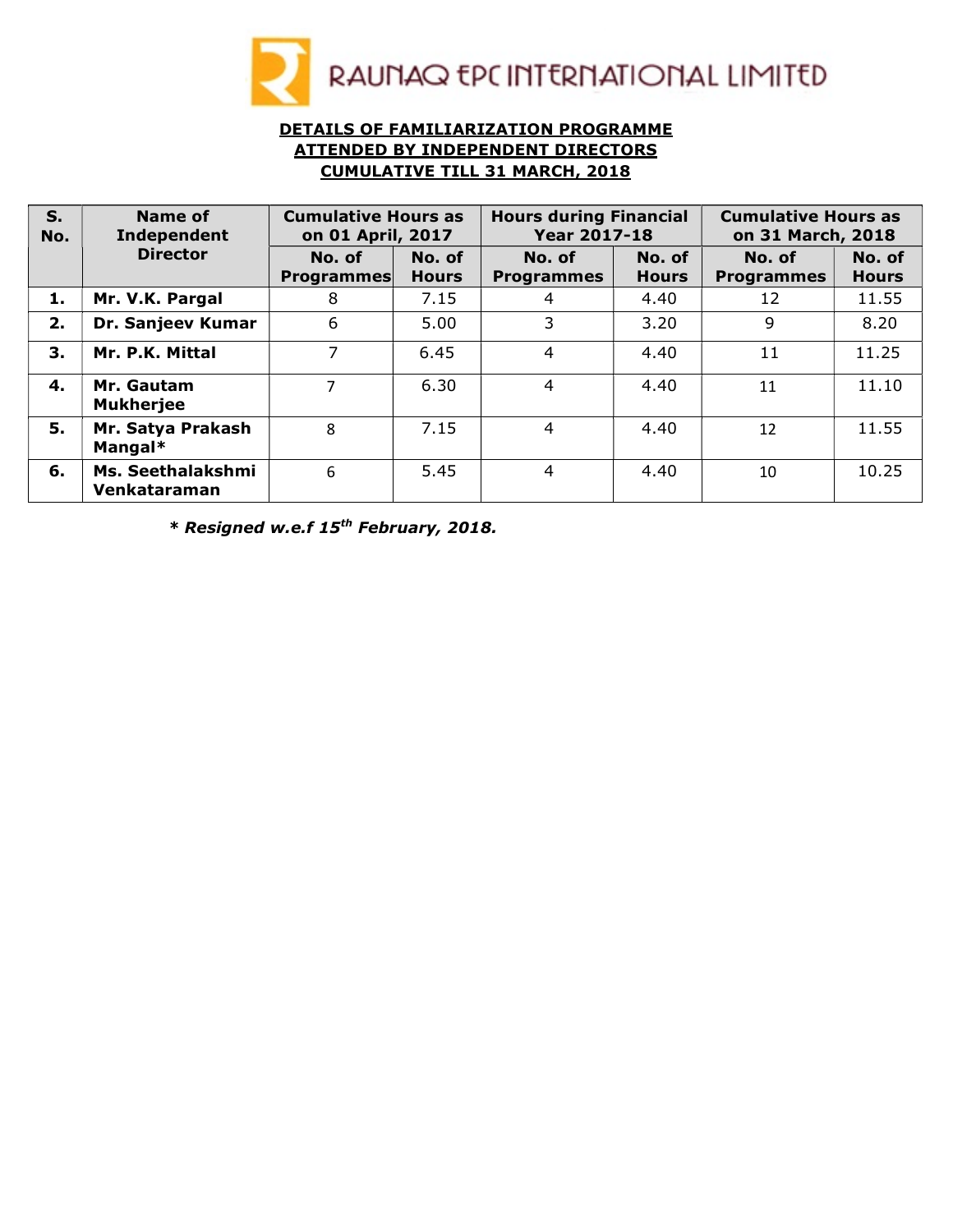RAUNAQ EPC INTERNATIONAL LIMITED

**DETAILS OF FAMILIARIZATION PROGRAMME**
**ATTENDED BY INDEPENDENT DIRECTORS**
**CUMULATIVE TILL 31 MARCH, 2018**

| S. No. | Name of Independent Director | Cumulative Hours as on 01 April, 2017 | | Hours during Financial Year 2017-18 | | Cumulative Hours as on 31 March, 2018 | |
|---|---|---|---|---|---|---|---|
| | | No. of Programmes | No. of Hours | No. of Programmes | No. of Hours | No. of Programmes | No. of Hours |
| 1. | Mr. V.K. Pargal | 8 | 7.15 | 4 | 4.40 | 12 | 11.55 |
| 2. | Dr. Sanjeev Kumar | 6 | 5.00 | 3 | 3.20 | 9 | 8.20 |
| 3. | Mr. P.K. Mittal | 7 | 6.45 | 4 | 4.40 | 11 | 11.25 |
| 4. | Mr. Gautam Mukherjee | 7 | 6.30 | 4 | 4.40 | 11 | 11.10 |
| 5. | Mr. Satya Prakash Mangal* | 8 | 7.15 | 4 | 4.40 | 12 | 11.55 |
| 6. | Ms. Seethalakshmi Venkataraman | 6 | 5.45 | 4 | 4.40 | 10 | 10.25 |

***\* Resigned w.e.f 15th February, 2018.***